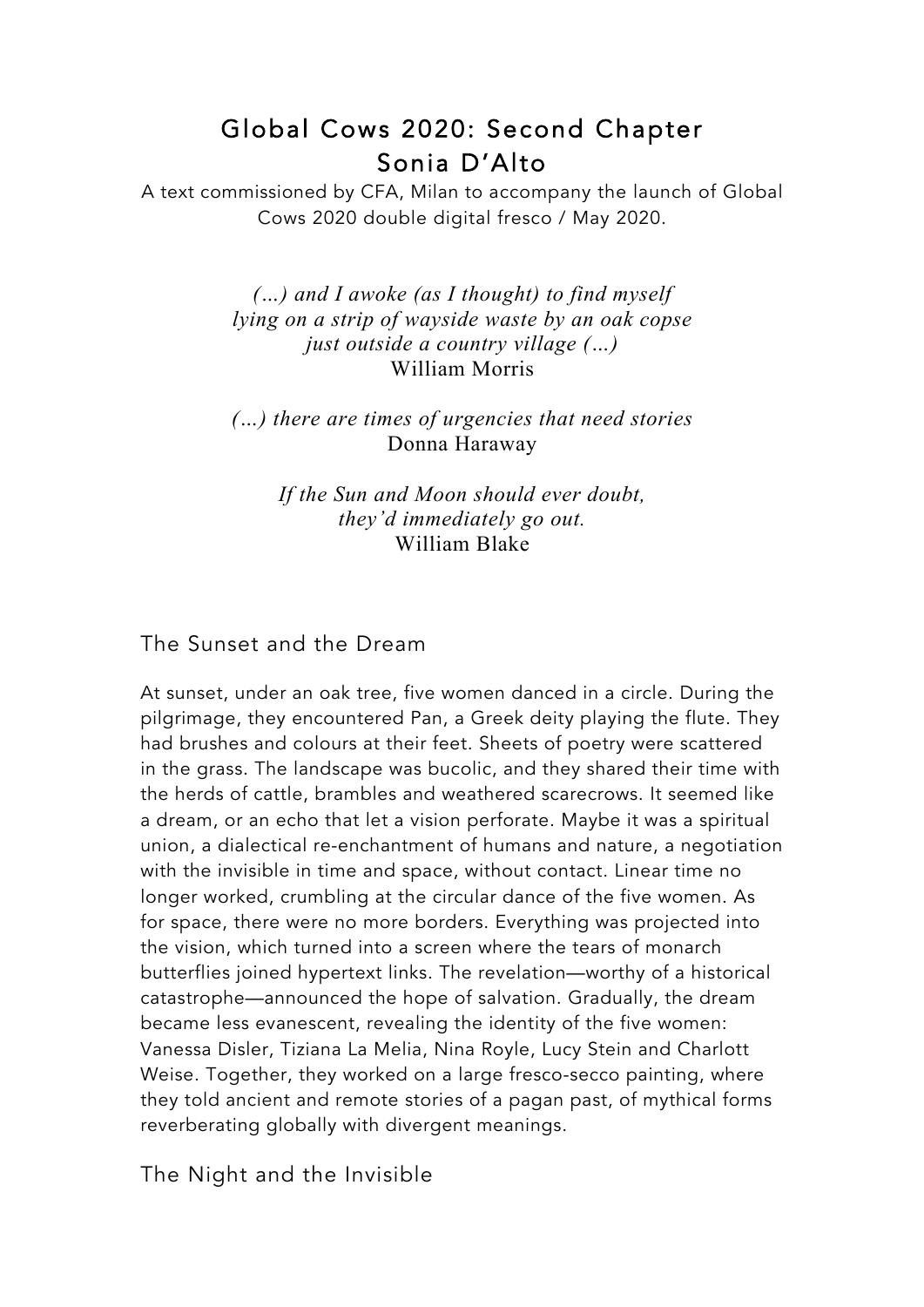# Global Cows 2020: Second Chapter
# Sonia D'Alto

A text commissioned by CFA, Milan to accompany the launch of Global Cows 2020 double digital fresco / May 2020.

*(…) and I awoke (as I thought) to find myself*
*lying on a strip of wayside waste by an oak copse*
*just outside a country village (…)*
William Morris

*(…) there are times of urgencies that need stories*
Donna Haraway

*If the Sun and Moon should ever doubt,*
*they'd immediately go out.*
William Blake

## The Sunset and the Dream

At sunset, under an oak tree, five women danced in a circle. During the pilgrimage, they encountered Pan, a Greek deity playing the flute. They had brushes and colours at their feet. Sheets of poetry were scattered in the grass. The landscape was bucolic, and they shared their time with the herds of cattle, brambles and weathered scarecrows. It seemed like a dream, or an echo that let a vision perforate. Maybe it was a spiritual union, a dialectical re-enchantment of humans and nature, a negotiation with the invisible in time and space, without contact. Linear time no longer worked, crumbling at the circular dance of the five women. As for space, there were no more borders. Everything was projected into the vision, which turned into a screen where the tears of monarch butterflies joined hypertext links. The revelation—worthy of a historical catastrophe—announced the hope of salvation. Gradually, the dream became less evanescent, revealing the identity of the five women: Vanessa Disler, Tiziana La Melia, Nina Royle, Lucy Stein and Charlott Weise. Together, they worked on a large fresco-secco painting, where they told ancient and remote stories of a pagan past, of mythical forms reverberating globally with divergent meanings.

## The Night and the Invisible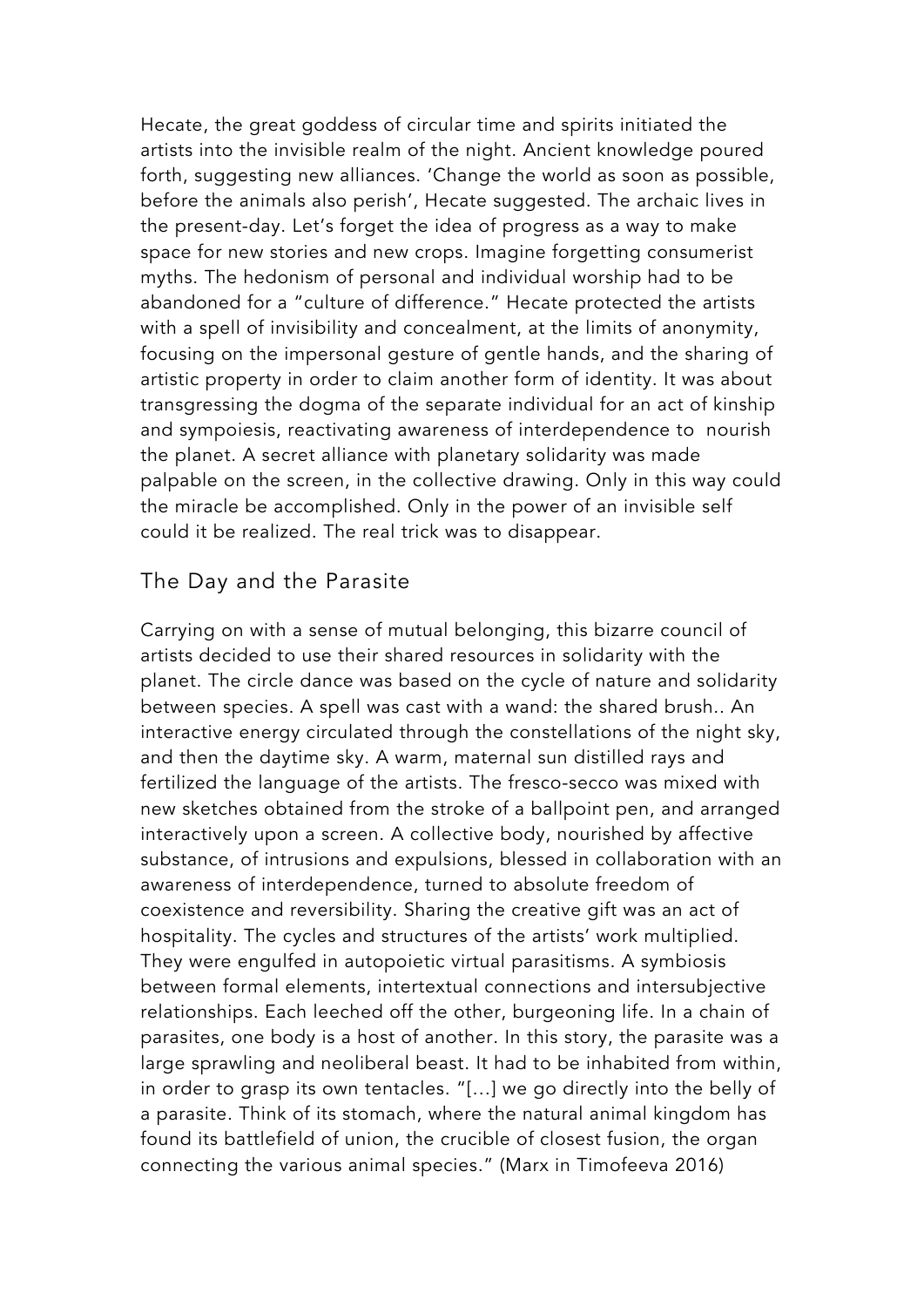Hecate, the great goddess of circular time and spirits initiated the artists into the invisible realm of the night. Ancient knowledge poured forth, suggesting new alliances. 'Change the world as soon as possible, before the animals also perish', Hecate suggested. The archaic lives in the present-day. Let's forget the idea of progress as a way to make space for new stories and new crops. Imagine forgetting consumerist myths. The hedonism of personal and individual worship had to be abandoned for a "culture of difference." Hecate protected the artists with a spell of invisibility and concealment, at the limits of anonymity, focusing on the impersonal gesture of gentle hands, and the sharing of artistic property in order to claim another form of identity. It was about transgressing the dogma of the separate individual for an act of kinship and sympoiesis, reactivating awareness of interdependence to nourish the planet. A secret alliance with planetary solidarity was made palpable on the screen, in the collective drawing. Only in this way could the miracle be accomplished. Only in the power of an invisible self could it be realized. The real trick was to disappear.

## The Day and the Parasite

Carrying on with a sense of mutual belonging, this bizarre council of artists decided to use their shared resources in solidarity with the planet. The circle dance was based on the cycle of nature and solidarity between species. A spell was cast with a wand: the shared brush.. An interactive energy circulated through the constellations of the night sky, and then the daytime sky. A warm, maternal sun distilled rays and fertilized the language of the artists. The fresco-secco was mixed with new sketches obtained from the stroke of a ballpoint pen, and arranged interactively upon a screen. A collective body, nourished by affective substance, of intrusions and expulsions, blessed in collaboration with an awareness of interdependence, turned to absolute freedom of coexistence and reversibility. Sharing the creative gift was an act of hospitality. The cycles and structures of the artists' work multiplied. They were engulfed in autopoietic virtual parasitisms. A symbiosis between formal elements, intertextual connections and intersubjective relationships. Each leeched off the other, burgeoning life. In a chain of parasites, one body is a host of another. In this story, the parasite was a large sprawling and neoliberal beast. It had to be inhabited from within, in order to grasp its own tentacles. "[...] we go directly into the belly of a parasite. Think of its stomach, where the natural animal kingdom has found its battlefield of union, the crucible of closest fusion, the organ connecting the various animal species." (Marx in Timofeeva 2016)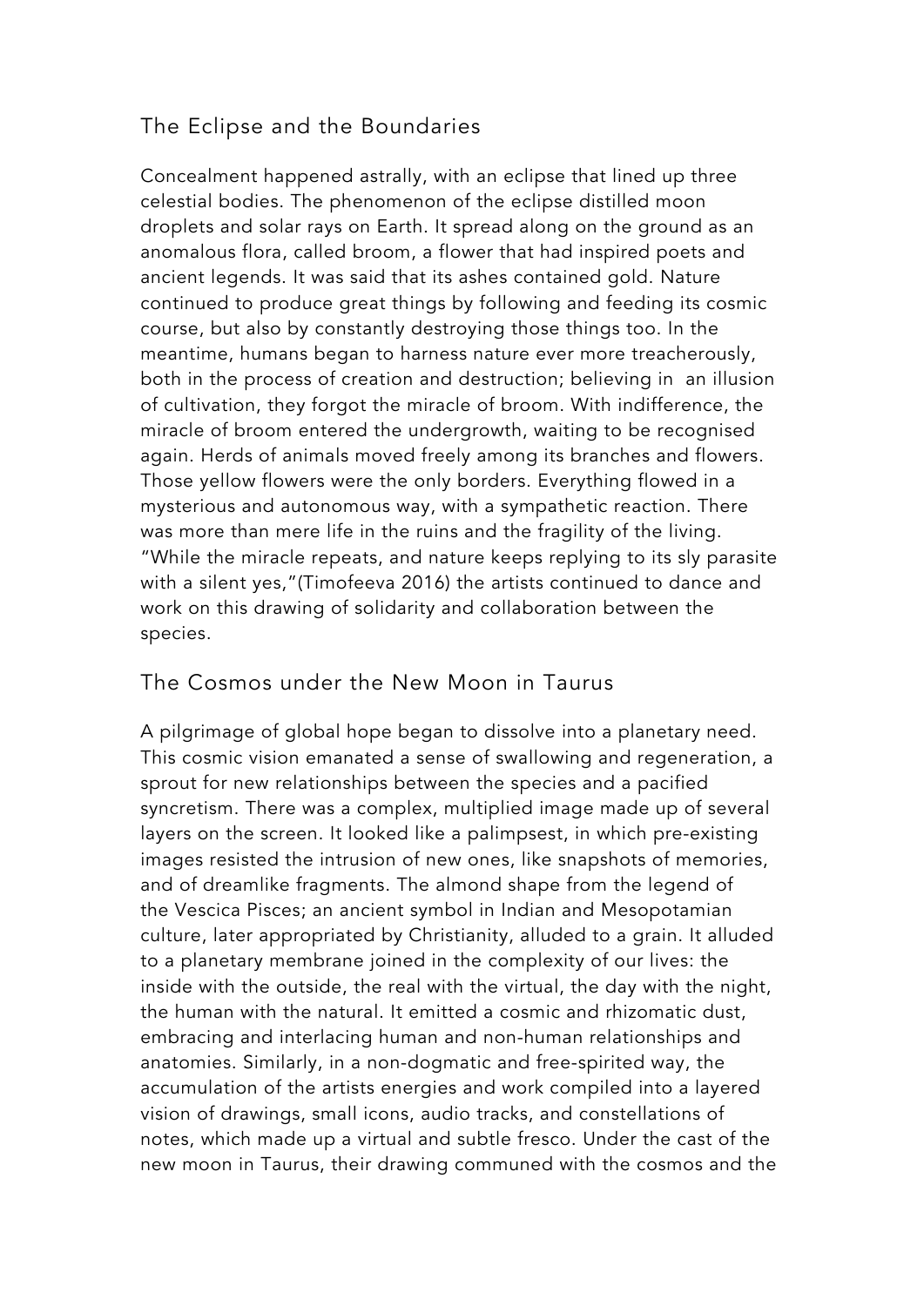## The Eclipse and the Boundaries

Concealment happened astrally, with an eclipse that lined up three celestial bodies. The phenomenon of the eclipse distilled moon droplets and solar rays on Earth. It spread along on the ground as an anomalous flora, called broom, a flower that had inspired poets and ancient legends. It was said that its ashes contained gold. Nature continued to produce great things by following and feeding its cosmic course, but also by constantly destroying those things too. In the meantime, humans began to harness nature ever more treacherously, both in the process of creation and destruction; believing in an illusion of cultivation, they forgot the miracle of broom. With indifference, the miracle of broom entered the undergrowth, waiting to be recognised again. Herds of animals moved freely among its branches and flowers. Those yellow flowers were the only borders. Everything flowed in a mysterious and autonomous way, with a sympathetic reaction. There was more than mere life in the ruins and the fragility of the living. "While the miracle repeats, and nature keeps replying to its sly parasite with a silent yes,"(Timofeeva 2016) the artists continued to dance and work on this drawing of solidarity and collaboration between the species.

## The Cosmos under the New Moon in Taurus

A pilgrimage of global hope began to dissolve into a planetary need. This cosmic vision emanated a sense of swallowing and regeneration, a sprout for new relationships between the species and a pacified syncretism. There was a complex, multiplied image made up of several layers on the screen. It looked like a palimpsest, in which pre-existing images resisted the intrusion of new ones, like snapshots of memories, and of dreamlike fragments. The almond shape from the legend of the Vescica Pisces; an ancient symbol in Indian and Mesopotamian culture, later appropriated by Christianity, alluded to a grain. It alluded to a planetary membrane joined in the complexity of our lives: the inside with the outside, the real with the virtual, the day with the night, the human with the natural. It emitted a cosmic and rhizomatic dust, embracing and interlacing human and non-human relationships and anatomies. Similarly, in a non-dogmatic and free-spirited way, the accumulation of the artists energies and work compiled into a layered vision of drawings, small icons, audio tracks, and constellations of notes, which made up a virtual and subtle fresco. Under the cast of the new moon in Taurus, their drawing communed with the cosmos and the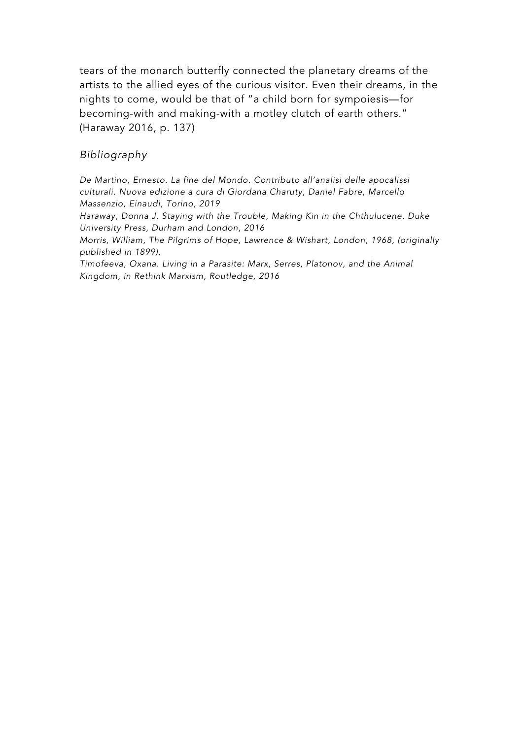tears of the monarch butterfly connected the planetary dreams of the artists to the allied eyes of the curious visitor. Even their dreams, in the nights to come, would be that of "a child born for sympoiesis—for becoming-with and making-with a motley clutch of earth others." (Haraway 2016, p. 137)

## *Bibliography*

*De Martino, Ernesto. La fine del Mondo. Contributo all'analisi delle apocalissi culturali. Nuova edizione a cura di Giordana Charuty, Daniel Fabre, Marcello Massenzio, Einaudi, Torino, 2019*

*Haraway, Donna J. Staying with the Trouble, Making Kin in the Chthulucene. Duke University Press, Durham and London, 2016*

*Morris, William, The Pilgrims of Hope, Lawrence & Wishart, London, 1968, (originally published in 1899).*

*Timofeeva, Oxana. Living in a Parasite: Marx, Serres, Platonov, and the Animal Kingdom, in Rethink Marxism, Routledge, 2016*